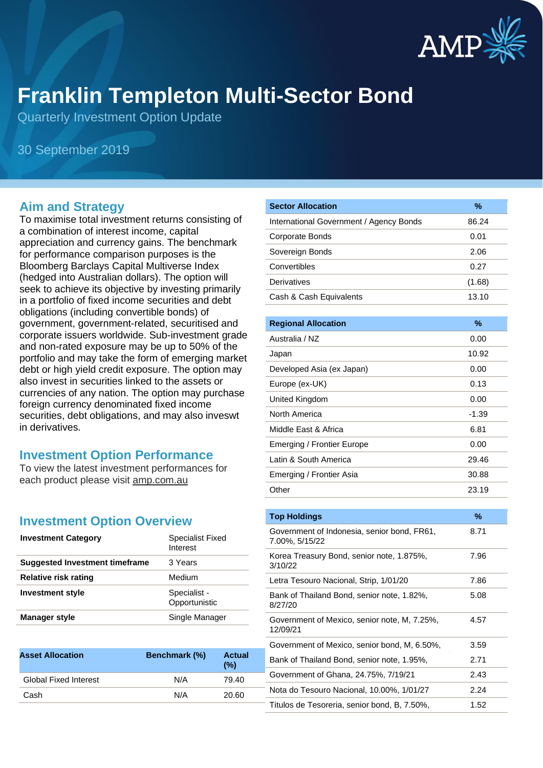# Franklin Templeton Multi-Sector Bond

Quarterly Investment Option Update

30 September 2019

## Aim and Strategy

To maximise total investment returns consisting of a combination of interest income, capital appreciation and currency gains. The benchmark for performance comparison purposes is the Bloomberg Barclays Capital Multiverse Index (hedged into Australian dollars). The option will seek to achieve its objective by investing primarily in a portfolio of fixed income securities and debt obligations (including convertible bonds) of government, government-related, securitised and corporate issuers worldwide. Sub-investment grade and non-rated exposure may be up to 50% of the portfolio and may take the form of emerging market debt or high yield credit exposure. The option may also invest in securities linked to the assets or currencies of any nation. The option may purchase foreign currency denominated fixed income securities, debt obligations, and may also inveswt in derivatives.

## Investment Option Performance

To view the latest investment performances for each product please visit amp.com.au

## Investment Option Overview

| | |
|---|---|
| **Investment Category** | Specialist Fixed Interest |
| **Suggested Investment timeframe** | 3 Years |
| **Relative risk rating** | Medium |
| **Investment style** | Specialist - Opportunistic |
| **Manager style** | Single Manager |

| Asset Allocation | Benchmark (%) | Actual (%) |
|---|---|---|
| Global Fixed Interest | N/A | 79.40 |
| Cash | N/A | 20.60 |

| Sector Allocation | % |
|---|---|
| International Government / Agency Bonds | 86.24 |
| Corporate Bonds | 0.01 |
| Sovereign Bonds | 2.06 |
| Convertibles | 0.27 |
| Derivatives | (1.68) |
| Cash & Cash Equivalents | 13.10 |

| Regional Allocation | % |
|---|---|
| Australia / NZ | 0.00 |
| Japan | 10.92 |
| Developed Asia (ex Japan) | 0.00 |
| Europe (ex-UK) | 0.13 |
| United Kingdom | 0.00 |
| North America | -1.39 |
| Middle East & Africa | 6.81 |
| Emerging / Frontier Europe | 0.00 |
| Latin & South America | 29.46 |
| Emerging / Frontier Asia | 30.88 |
| Other | 23.19 |

| Top Holdings | % |
|---|---|
| Government of Indonesia, senior bond, FR61, 7.00%, 5/15/22 | 8.71 |
| Korea Treasury Bond, senior note, 1.875%, 3/10/22 | 7.96 |
| Letra Tesouro Nacional, Strip, 1/01/20 | 7.86 |
| Bank of Thailand Bond, senior note, 1.82%, 8/27/20 | 5.08 |
| Government of Mexico, senior note, M, 7.25%, 12/09/21 | 4.57 |
| Government of Mexico, senior bond, M, 6.50%, | 3.59 |
| Bank of Thailand Bond, senior note, 1.95%, | 2.71 |
| Government of Ghana, 24.75%, 7/19/21 | 2.43 |
| Nota do Tesouro Nacional, 10.00%, 1/01/27 | 2.24 |
| Titulos de Tesoreria, senior bond, B, 7.50%, | 1.52 |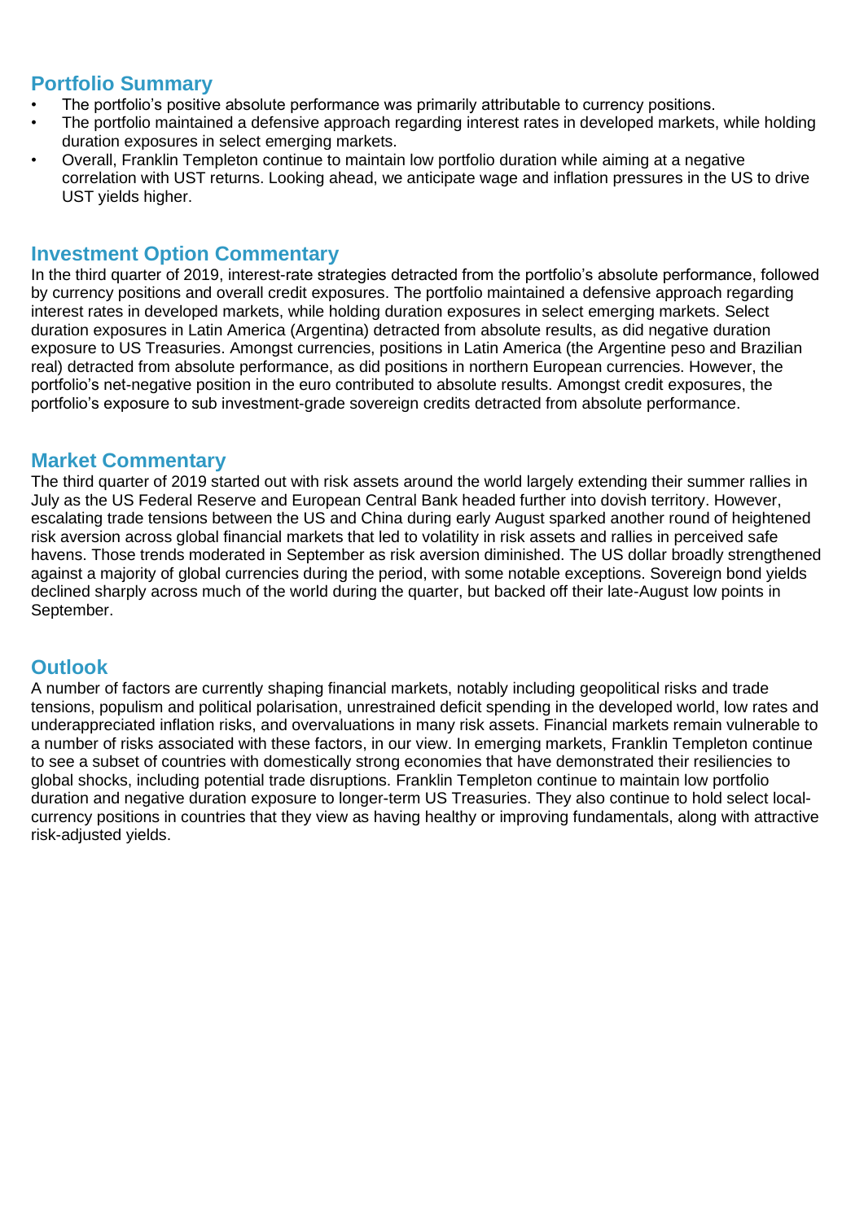## Portfolio Summary

- The portfolio's positive absolute performance was primarily attributable to currency positions.
- The portfolio maintained a defensive approach regarding interest rates in developed markets, while holding duration exposures in select emerging markets.
- Overall, Franklin Templeton continue to maintain low portfolio duration while aiming at a negative correlation with UST returns. Looking ahead, we anticipate wage and inflation pressures in the US to drive UST yields higher.

## Investment Option Commentary

In the third quarter of 2019, interest-rate strategies detracted from the portfolio's absolute performance, followed by currency positions and overall credit exposures. The portfolio maintained a defensive approach regarding interest rates in developed markets, while holding duration exposures in select emerging markets. Select duration exposures in Latin America (Argentina) detracted from absolute results, as did negative duration exposure to US Treasuries. Amongst currencies, positions in Latin America (the Argentine peso and Brazilian real) detracted from absolute performance, as did positions in northern European currencies. However, the portfolio's net-negative position in the euro contributed to absolute results. Amongst credit exposures, the portfolio's exposure to sub investment-grade sovereign credits detracted from absolute performance.

## Market Commentary

The third quarter of 2019 started out with risk assets around the world largely extending their summer rallies in July as the US Federal Reserve and European Central Bank headed further into dovish territory. However, escalating trade tensions between the US and China during early August sparked another round of heightened risk aversion across global financial markets that led to volatility in risk assets and rallies in perceived safe havens. Those trends moderated in September as risk aversion diminished. The US dollar broadly strengthened against a majority of global currencies during the period, with some notable exceptions. Sovereign bond yields declined sharply across much of the world during the quarter, but backed off their late-August low points in September.

## Outlook

A number of factors are currently shaping financial markets, notably including geopolitical risks and trade tensions, populism and political polarisation, unrestrained deficit spending in the developed world, low rates and underappreciated inflation risks, and overvaluations in many risk assets. Financial markets remain vulnerable to a number of risks associated with these factors, in our view. In emerging markets, Franklin Templeton continue to see a subset of countries with domestically strong economies that have demonstrated their resiliencies to global shocks, including potential trade disruptions. Franklin Templeton continue to maintain low portfolio duration and negative duration exposure to longer-term US Treasuries. They also continue to hold select local-currency positions in countries that they view as having healthy or improving fundamentals, along with attractive risk-adjusted yields.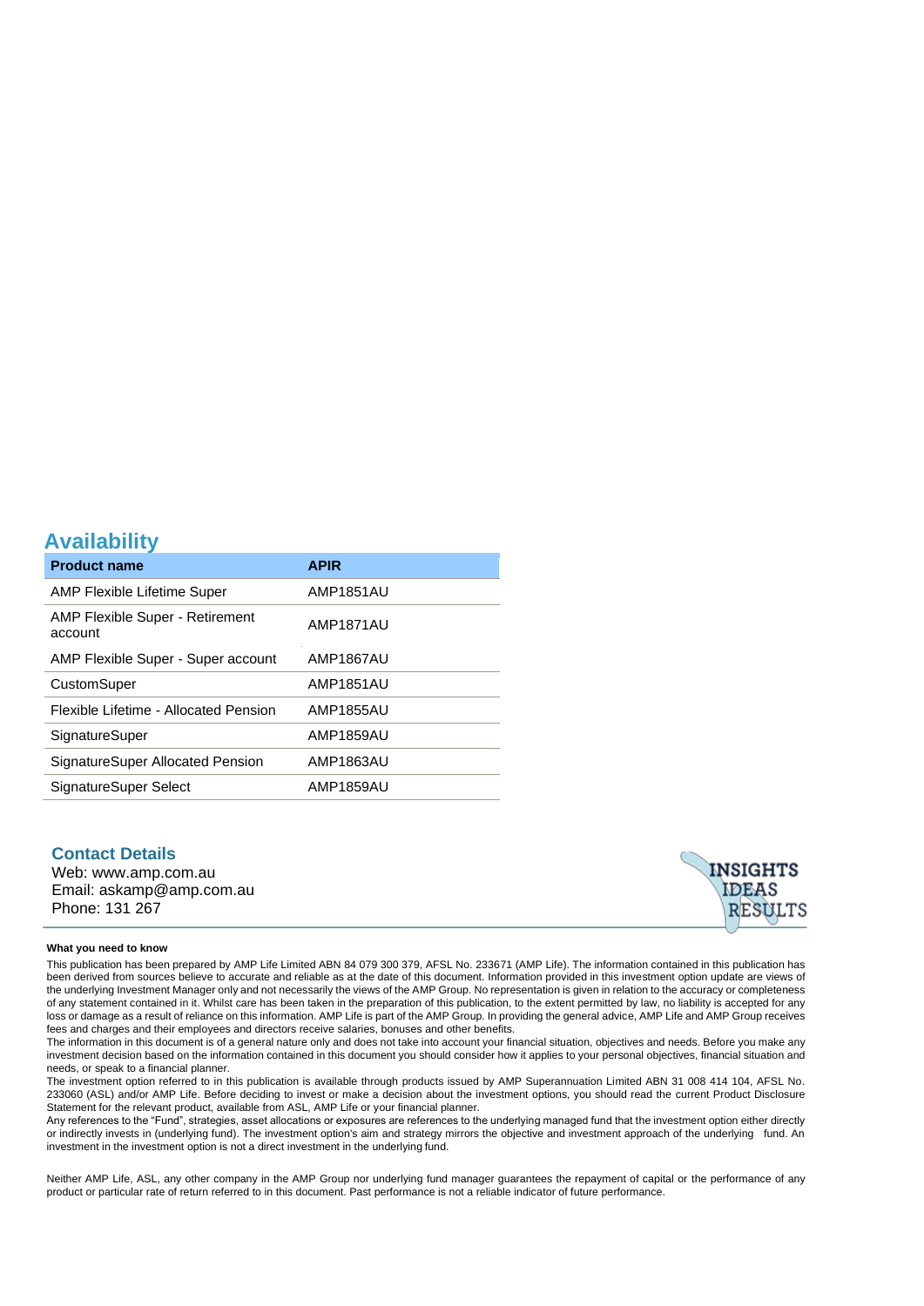## Availability

| Product name | APIR |
|---|---|
| AMP Flexible Lifetime Super | AMP1851AU |
| AMP Flexible Super - Retirement account | AMP1871AU |
| AMP Flexible Super - Super account | AMP1867AU |
| CustomSuper | AMP1851AU |
| Flexible Lifetime - Allocated Pension | AMP1855AU |
| SignatureSuper | AMP1859AU |
| SignatureSuper Allocated Pension | AMP1863AU |
| SignatureSuper Select | AMP1859AU |

### Contact Details

Web: www.amp.com.au
Email: askamp@amp.com.au
Phone: 131 267

INSIGHTS
IDEAS
RESULTS

**What you need to know**

This publication has been prepared by AMP Life Limited ABN 84 079 300 379, AFSL No. 233671 (AMP Life). The information contained in this publication has been derived from sources believe to accurate and reliable as at the date of this document. Information provided in this investment option update are views of the underlying Investment Manager only and not necessarily the views of the AMP Group. No representation is given in relation to the accuracy or completeness of any statement contained in it. Whilst care has been taken in the preparation of this publication, to the extent permitted by law, no liability is accepted for any loss or damage as a result of reliance on this information. AMP Life is part of the AMP Group. In providing the general advice, AMP Life and AMP Group receives fees and charges and their employees and directors receive salaries, bonuses and other benefits.

The information in this document is of a general nature only and does not take into account your financial situation, objectives and needs. Before you make any investment decision based on the information contained in this document you should consider how it applies to your personal objectives, financial situation and needs, or speak to a financial planner.

The investment option referred to in this publication is available through products issued by AMP Superannuation Limited ABN 31 008 414 104, AFSL No. 233060 (ASL) and/or AMP Life. Before deciding to invest or make a decision about the investment options, you should read the current Product Disclosure Statement for the relevant product, available from ASL, AMP Life or your financial planner.

Any references to the "Fund", strategies, asset allocations or exposures are references to the underlying managed fund that the investment option either directly or indirectly invests in (underlying fund). The investment option's aim and strategy mirrors the objective and investment approach of the underlying fund. An investment in the investment option is not a direct investment in the underlying fund.

Neither AMP Life, ASL, any other company in the AMP Group nor underlying fund manager guarantees the repayment of capital or the performance of any product or particular rate of return referred to in this document. Past performance is not a reliable indicator of future performance.